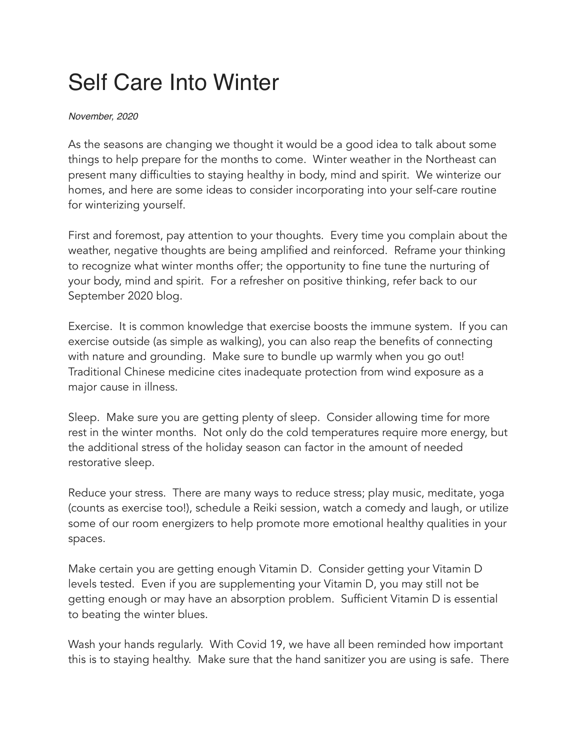# Self Care Into Winter

*November, 2020*

As the seasons are changing we thought it would be a good idea to talk about some things to help prepare for the months to come. Winter weather in the Northeast can present many difficulties to staying healthy in body, mind and spirit. We winterize our homes, and here are some ideas to consider incorporating into your self-care routine for winterizing yourself.

First and foremost, pay attention to your thoughts. Every time you complain about the weather, negative thoughts are being amplified and reinforced. Reframe your thinking to recognize what winter months offer; the opportunity to fine tune the nurturing of your body, mind and spirit. For a refresher on positive thinking, refer back to our September 2020 blog.

Exercise. It is common knowledge that exercise boosts the immune system. If you can exercise outside (as simple as walking), you can also reap the benefits of connecting with nature and grounding. Make sure to bundle up warmly when you go out! Traditional Chinese medicine cites inadequate protection from wind exposure as a major cause in illness.

Sleep. Make sure you are getting plenty of sleep. Consider allowing time for more rest in the winter months. Not only do the cold temperatures require more energy, but the additional stress of the holiday season can factor in the amount of needed restorative sleep.

Reduce your stress. There are many ways to reduce stress; play music, meditate, yoga (counts as exercise too!), schedule a Reiki session, watch a comedy and laugh, or utilize some of our room energizers to help promote more emotional healthy qualities in your spaces.

Make certain you are getting enough Vitamin D. Consider getting your Vitamin D levels tested. Even if you are supplementing your Vitamin D, you may still not be getting enough or may have an absorption problem. Sufficient Vitamin D is essential to beating the winter blues.

Wash your hands regularly. With Covid 19, we have all been reminded how important this is to staying healthy. Make sure that the hand sanitizer you are using is safe. There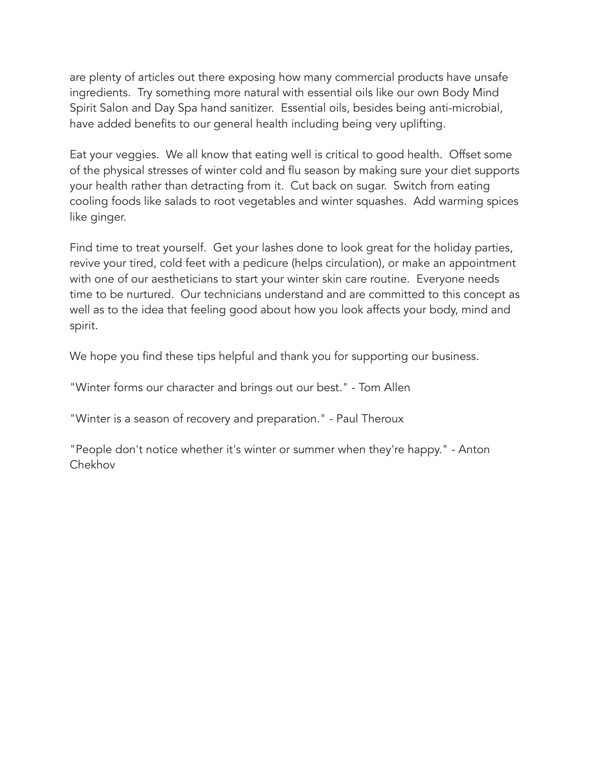are plenty of articles out there exposing how many commercial products have unsafe ingredients.  Try something more natural with essential oils like our own Body Mind Spirit Salon and Day Spa hand sanitizer.  Essential oils, besides being anti-microbial, have added benefits to our general health including being very uplifting.

Eat your veggies.  We all know that eating well is critical to good health.  Offset some of the physical stresses of winter cold and flu season by making sure your diet supports your health rather than detracting from it.  Cut back on sugar.  Switch from eating cooling foods like salads to root vegetables and winter squashes.  Add warming spices like ginger.

Find time to treat yourself.  Get your lashes done to look great for the holiday parties, revive your tired, cold feet with a pedicure (helps circulation), or make an appointment with one of our aestheticians to start your winter skin care routine.  Everyone needs time to be nurtured.  Our technicians understand and are committed to this concept as well as to the idea that feeling good about how you look affects your body, mind and spirit.

We hope you find these tips helpful and thank you for supporting our business.

"Winter forms our character and brings out our best." - Tom Allen

"Winter is a season of recovery and preparation." - Paul Theroux

"People don't notice whether it's winter or summer when they're happy." - Anton Chekhov